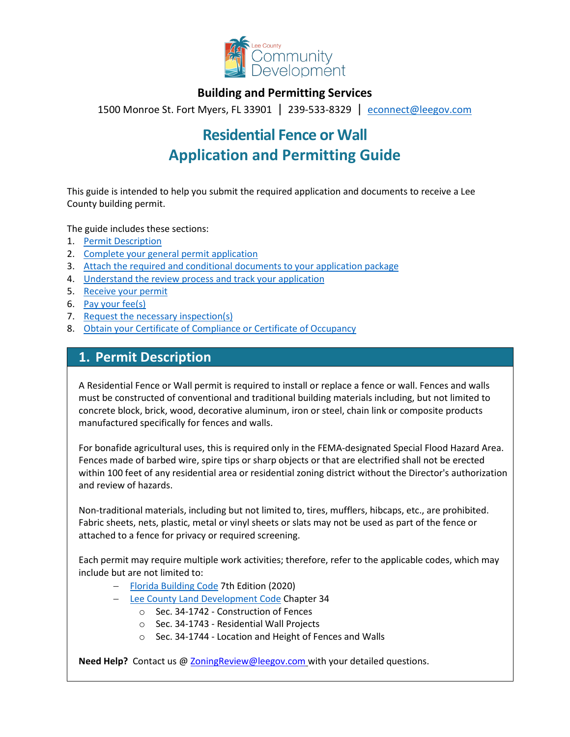Lee County Community Development

**Building and Permitting Services**

1500 Monroe St. Fort Myers, FL 33901 | 239-533-8329 | [econnect@leegov.com](mailto:econnect@leegov.com)

# Residential Fence or Wall
# Application and Permitting Guide

This guide is intended to help you submit the required application and documents to receive a Lee County building permit.

The guide includes these sections:

1. Permit Description
2. Complete your general permit application
3. Attach the required and conditional documents to your application package
4. Understand the review process and track your application
5. Receive your permit
6. Pay your fee(s)
7. Request the necessary inspection(s)
8. Obtain your Certificate of Compliance or Certificate of Occupancy

## 1. Permit Description

A Residential Fence or Wall permit is required to install or replace a fence or wall. Fences and walls must be constructed of conventional and traditional building materials including, but not limited to concrete block, brick, wood, decorative aluminum, iron or steel, chain link or composite products manufactured specifically for fences and walls.

For bonafide agricultural uses, this is required only in the FEMA-designated Special Flood Hazard Area. Fences made of barbed wire, spire tips or sharp objects or that are electrified shall not be erected within 100 feet of any residential area or residential zoning district without the Director's authorization and review of hazards.

Non-traditional materials, including but not limited to, tires, mufflers, hibcaps, etc., are prohibited. Fabric sheets, nets, plastic, metal or vinyl sheets or slats may not be used as part of the fence or attached to a fence for privacy or required screening.

Each permit may require multiple work activities; therefore, refer to the applicable codes, which may include but are not limited to:

- Florida Building Code 7th Edition (2020)
- Lee County Land Development Code Chapter 34
  - Sec. 34-1742 - Construction of Fences
  - Sec. 34-1743 - Residential Wall Projects
  - Sec. 34-1744 - Location and Height of Fences and Walls

**Need Help?** Contact us @ [ZoningReview@leegov.com](mailto:ZoningReview@leegov.com) with your detailed questions.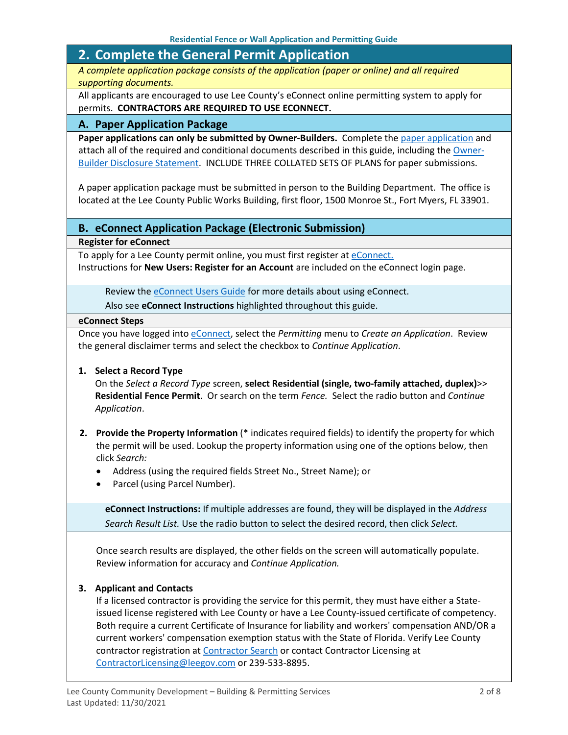## 2. Complete the General Permit Application

*A complete application package consists of the application (paper or online) and all required supporting documents.*

All applicants are encouraged to use Lee County's eConnect online permitting system to apply for permits. **CONTRACTORS ARE REQUIRED TO USE ECONNECT.**

### A. Paper Application Package

**Paper applications can only be submitted by Owner-Builders.** Complete the paper application and attach all of the required and conditional documents described in this guide, including the Owner-Builder Disclosure Statement. INCLUDE THREE COLLATED SETS OF PLANS for paper submissions.

A paper application package must be submitted in person to the Building Department. The office is located at the Lee County Public Works Building, first floor, 1500 Monroe St., Fort Myers, FL 33901.

### B. eConnect Application Package (Electronic Submission)

**Register for eConnect**

To apply for a Lee County permit online, you must first register at eConnect.
Instructions for **New Users: Register for an Account** are included on the eConnect login page.

> Review the eConnect Users Guide for more details about using eConnect.
> Also see **eConnect Instructions** highlighted throughout this guide.

**eConnect Steps**

Once you have logged into eConnect, select the *Permitting* menu to *Create an Application*. Review the general disclaimer terms and select the checkbox to *Continue Application*.

1. **Select a Record Type**
   On the *Select a Record Type* screen, **select Residential (single, two-family attached, duplex)>> Residential Fence Permit**. Or search on the term *Fence.* Select the radio button and *Continue Application*.

2. **Provide the Property Information** (* indicates required fields) to identify the property for which the permit will be used. Lookup the property information using one of the options below, then click *Search:*
   - Address (using the required fields Street No., Street Name); or
   - Parcel (using Parcel Number).

   > **eConnect Instructions:** If multiple addresses are found, they will be displayed in the *Address Search Result List.* Use the radio button to select the desired record, then click *Select.*

   Once search results are displayed, the other fields on the screen will automatically populate. Review information for accuracy and *Continue Application.*

3. **Applicant and Contacts**
   If a licensed contractor is providing the service for this permit, they must have either a State-issued license registered with Lee County or have a Lee County-issued certificate of competency. Both require a current Certificate of Insurance for liability and workers' compensation AND/OR a current workers' compensation exemption status with the State of Florida. Verify Lee County contractor registration at Contractor Search or contact Contractor Licensing at ContractorLicensing@leegov.com or 239-533-8895.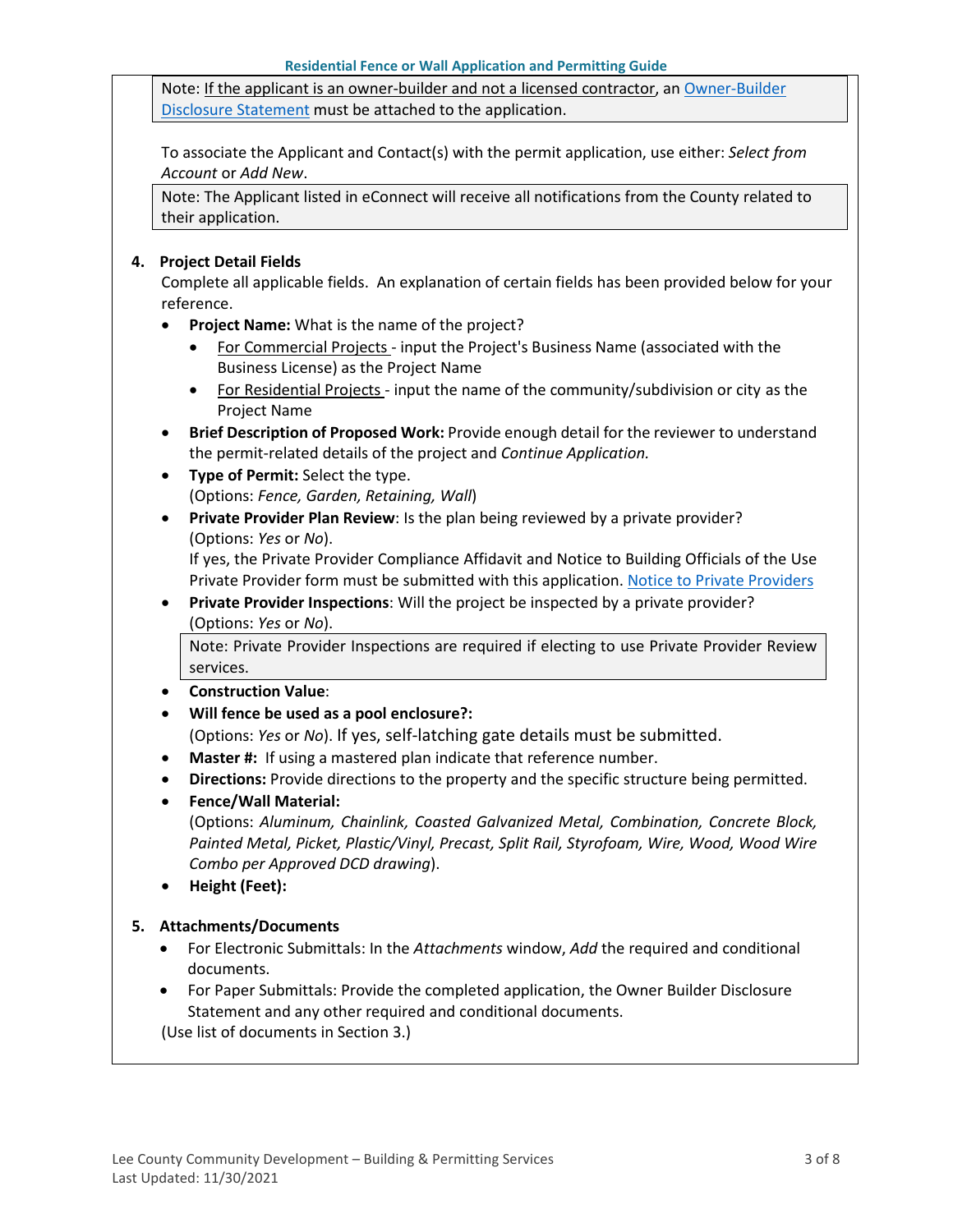Note: If the applicant is an owner-builder and not a licensed contractor, an Owner-Builder Disclosure Statement must be attached to the application.

To associate the Applicant and Contact(s) with the permit application, use either: *Select from Account* or *Add New*.

Note: The Applicant listed in eConnect will receive all notifications from the County related to their application.

**4. Project Detail Fields**

Complete all applicable fields. An explanation of certain fields has been provided below for your reference.

- **Project Name:** What is the name of the project?
  - For Commercial Projects - input the Project's Business Name (associated with the Business License) as the Project Name
  - For Residential Projects - input the name of the community/subdivision or city as the Project Name
- **Brief Description of Proposed Work:** Provide enough detail for the reviewer to understand the permit-related details of the project and *Continue Application.*
- **Type of Permit:** Select the type.
  (Options: *Fence, Garden, Retaining, Wall*)
- **Private Provider Plan Review**: Is the plan being reviewed by a private provider?
  (Options: *Yes* or *No*).
  If yes, the Private Provider Compliance Affidavit and Notice to Building Officials of the Use Private Provider form must be submitted with this application. Notice to Private Providers
- **Private Provider Inspections**: Will the project be inspected by a private provider?
  (Options: *Yes* or *No*).

  Note: Private Provider Inspections are required if electing to use Private Provider Review services.
- **Construction Value**:
- **Will fence be used as a pool enclosure?:**
  (Options: *Yes* or *No*). If yes, self-latching gate details must be submitted.
- **Master #:** If using a mastered plan indicate that reference number.
- **Directions:** Provide directions to the property and the specific structure being permitted.
- **Fence/Wall Material:**
  (Options: *Aluminum, Chainlink, Coasted Galvanized Metal, Combination, Concrete Block, Painted Metal, Picket, Plastic/Vinyl, Precast, Split Rail, Styrofoam, Wire, Wood, Wood Wire Combo per Approved DCD drawing*).
- **Height (Feet):**

**5. Attachments/Documents**

- For Electronic Submittals: In the *Attachments* window, *Add* the required and conditional documents.
- For Paper Submittals: Provide the completed application, the Owner Builder Disclosure Statement and any other required and conditional documents.

(Use list of documents in Section 3.)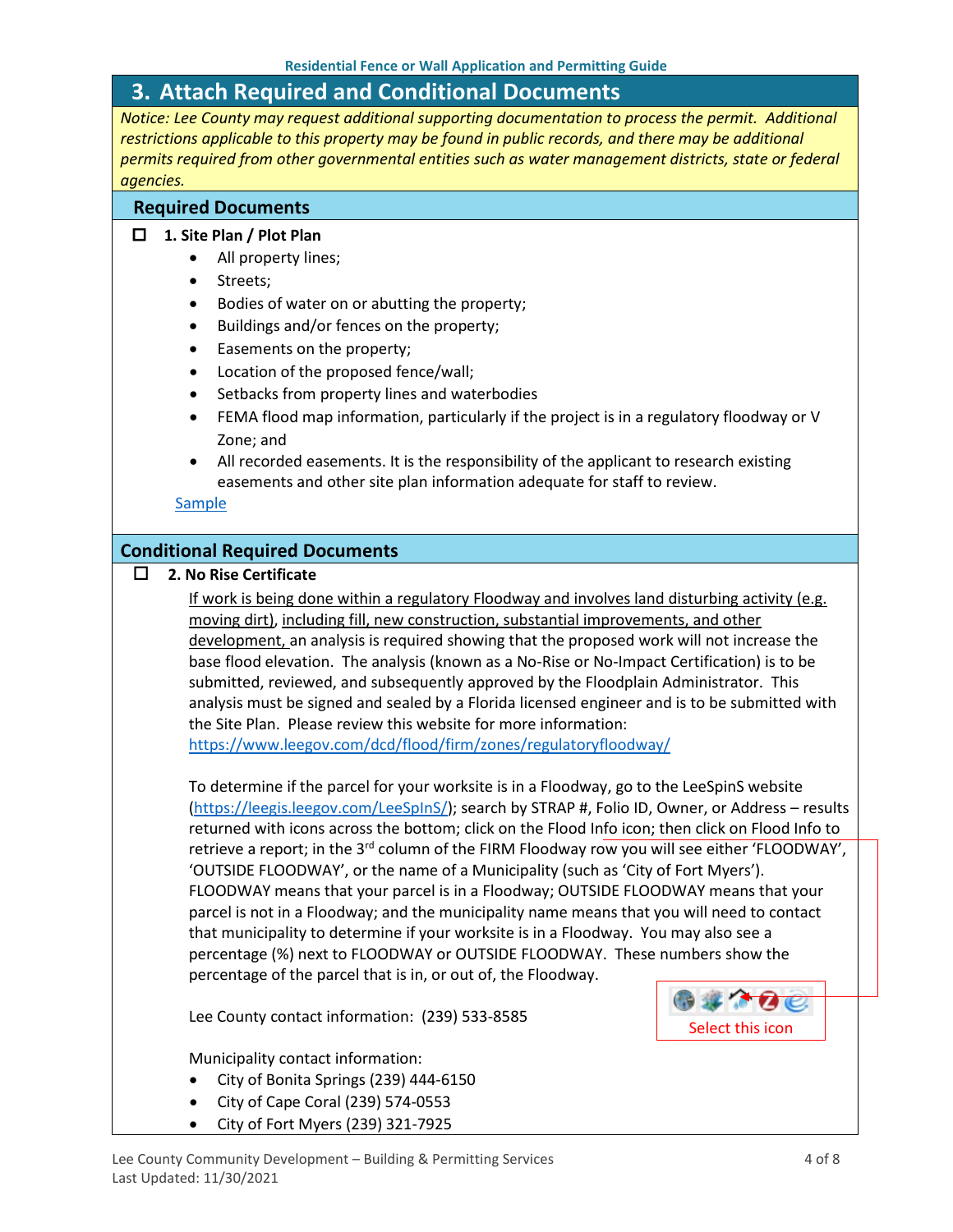## 3. Attach Required and Conditional Documents

*Notice: Lee County may request additional supporting documentation to process the permit. Additional restrictions applicable to this property may be found in public records, and there may be additional permits required from other governmental entities such as water management districts, state or federal agencies.*

### Required Documents

☐ **1. Site Plan / Plot Plan**

- All property lines;
- Streets;
- Bodies of water on or abutting the property;
- Buildings and/or fences on the property;
- Easements on the property;
- Location of the proposed fence/wall;
- Setbacks from property lines and waterbodies
- FEMA flood map information, particularly if the project is in a regulatory floodway or V Zone; and
- All recorded easements. It is the responsibility of the applicant to research existing easements and other site plan information adequate for staff to review.

[Sample]

### Conditional Required Documents

☐ **2. No Rise Certificate**

If work is being done within a regulatory Floodway and involves land disturbing activity (e.g. moving dirt), including fill, new construction, substantial improvements, and other development, an analysis is required showing that the proposed work will not increase the base flood elevation. The analysis (known as a No-Rise or No-Impact Certification) is to be submitted, reviewed, and subsequently approved by the Floodplain Administrator. This analysis must be signed and sealed by a Florida licensed engineer and is to be submitted with the Site Plan. Please review this website for more information: https://www.leegov.com/dcd/flood/firm/zones/regulatoryfloodway/

To determine if the parcel for your worksite is in a Floodway, go to the LeeSpinS website (https://leegis.leegov.com/LeeSpInS/); search by STRAP #, Folio ID, Owner, or Address – results returned with icons across the bottom; click on the Flood Info icon; then click on Flood Info to retrieve a report; in the 3rd column of the FIRM Floodway row you will see either 'FLOODWAY', 'OUTSIDE FLOODWAY', or the name of a Municipality (such as 'City of Fort Myers'). FLOODWAY means that your parcel is in a Floodway; OUTSIDE FLOODWAY means that your parcel is not in a Floodway; and the municipality name means that you will need to contact that municipality to determine if your worksite is in a Floodway. You may also see a percentage (%) next to FLOODWAY or OUTSIDE FLOODWAY. These numbers show the percentage of the parcel that is in, or out of, the Floodway.

Select this icon

Lee County contact information: (239) 533-8585

Municipality contact information:

- City of Bonita Springs (239) 444-6150
- City of Cape Coral (239) 574-0553
- City of Fort Myers (239) 321-7925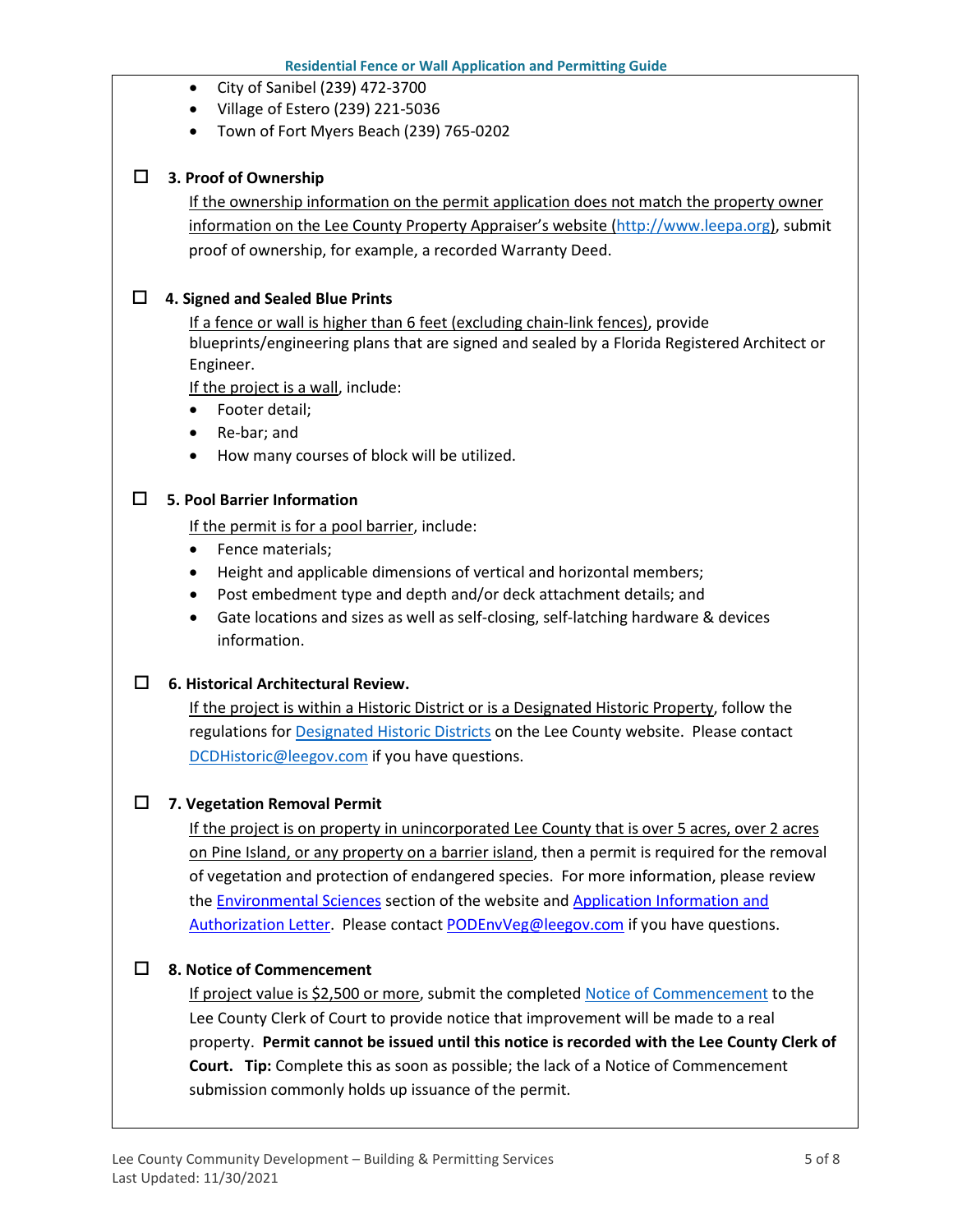- City of Sanibel (239) 472-3700
- Village of Estero (239) 221-5036
- Town of Fort Myers Beach (239) 765-0202

☐ **3. Proof of Ownership**

If the ownership information on the permit application does not match the property owner information on the Lee County Property Appraiser's website (http://www.leepa.org), submit proof of ownership, for example, a recorded Warranty Deed.

☐ **4. Signed and Sealed Blue Prints**

If a fence or wall is higher than 6 feet (excluding chain-link fences), provide blueprints/engineering plans that are signed and sealed by a Florida Registered Architect or Engineer.

If the project is a wall, include:

- Footer detail;
- Re-bar; and
- How many courses of block will be utilized.

☐ **5. Pool Barrier Information**

If the permit is for a pool barrier, include:

- Fence materials;
- Height and applicable dimensions of vertical and horizontal members;
- Post embedment type and depth and/or deck attachment details; and
- Gate locations and sizes as well as self-closing, self-latching hardware & devices information.

☐ **6. Historical Architectural Review.**

If the project is within a Historic District or is a Designated Historic Property, follow the regulations for Designated Historic Districts on the Lee County website. Please contact DCDHistoric@leegov.com if you have questions.

☐ **7. Vegetation Removal Permit**

If the project is on property in unincorporated Lee County that is over 5 acres, over 2 acres on Pine Island, or any property on a barrier island, then a permit is required for the removal of vegetation and protection of endangered species. For more information, please review the Environmental Sciences section of the website and Application Information and Authorization Letter. Please contact PODEnvVeg@leegov.com if you have questions.

☐ **8. Notice of Commencement**

If project value is $2,500 or more, submit the completed Notice of Commencement to the Lee County Clerk of Court to provide notice that improvement will be made to a real property. **Permit cannot be issued until this notice is recorded with the Lee County Clerk of Court. Tip:** Complete this as soon as possible; the lack of a Notice of Commencement submission commonly holds up issuance of the permit.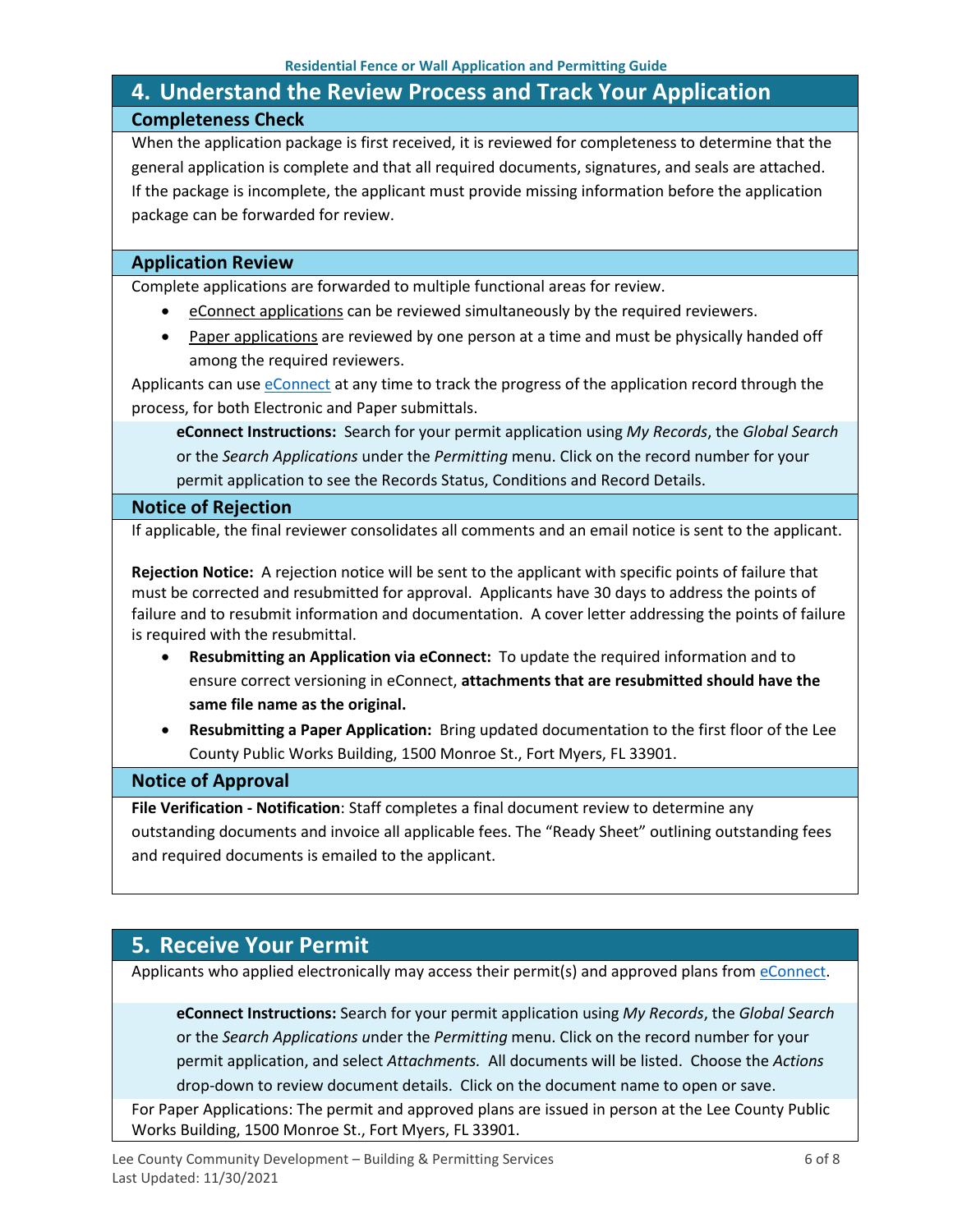## 4. Understand the Review Process and Track Your Application

### Completeness Check

When the application package is first received, it is reviewed for completeness to determine that the general application is complete and that all required documents, signatures, and seals are attached. If the package is incomplete, the applicant must provide missing information before the application package can be forwarded for review.

### Application Review

Complete applications are forwarded to multiple functional areas for review.

- eConnect applications can be reviewed simultaneously by the required reviewers.
- Paper applications are reviewed by one person at a time and must be physically handed off among the required reviewers.

Applicants can use eConnect at any time to track the progress of the application record through the process, for both Electronic and Paper submittals.

**eConnect Instructions:** Search for your permit application using *My Records*, the *Global Search* or the *Search Applications* under the *Permitting* menu. Click on the record number for your permit application to see the Records Status, Conditions and Record Details.

### Notice of Rejection

If applicable, the final reviewer consolidates all comments and an email notice is sent to the applicant.

**Rejection Notice:** A rejection notice will be sent to the applicant with specific points of failure that must be corrected and resubmitted for approval. Applicants have 30 days to address the points of failure and to resubmit information and documentation. A cover letter addressing the points of failure is required with the resubmittal.

- **Resubmitting an Application via eConnect:** To update the required information and to ensure correct versioning in eConnect, **attachments that are resubmitted should have the same file name as the original.**
- **Resubmitting a Paper Application:** Bring updated documentation to the first floor of the Lee County Public Works Building, 1500 Monroe St., Fort Myers, FL 33901.

### Notice of Approval

**File Verification - Notification**: Staff completes a final document review to determine any outstanding documents and invoice all applicable fees. The "Ready Sheet" outlining outstanding fees and required documents is emailed to the applicant.

## 5. Receive Your Permit

Applicants who applied electronically may access their permit(s) and approved plans from eConnect.

**eConnect Instructions:** Search for your permit application using *My Records*, the *Global Search* or the *Search Applications* under the *Permitting* menu. Click on the record number for your permit application, and select *Attachments.* All documents will be listed. Choose the *Actions* drop-down to review document details. Click on the document name to open or save.

For Paper Applications: The permit and approved plans are issued in person at the Lee County Public Works Building, 1500 Monroe St., Fort Myers, FL 33901.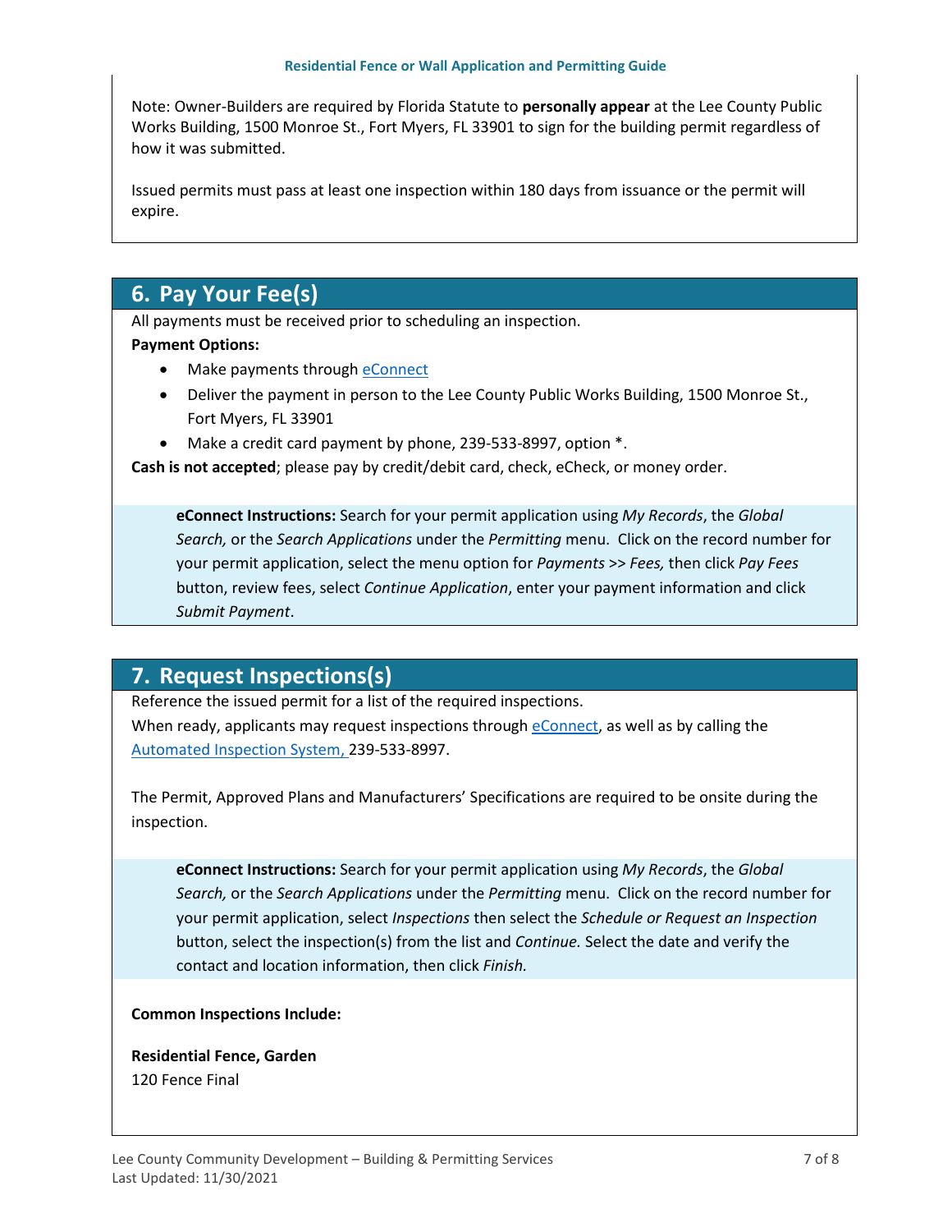Note: Owner-Builders are required by Florida Statute to **personally appear** at the Lee County Public Works Building, 1500 Monroe St., Fort Myers, FL 33901 to sign for the building permit regardless of how it was submitted.

Issued permits must pass at least one inspection within 180 days from issuance or the permit will expire.

## 6. Pay Your Fee(s)

All payments must be received prior to scheduling an inspection.

**Payment Options:**

- Make payments through eConnect
- Deliver the payment in person to the Lee County Public Works Building, 1500 Monroe St., Fort Myers, FL 33901
- Make a credit card payment by phone, 239-533-8997, option *.

**Cash is not accepted**; please pay by credit/debit card, check, eCheck, or money order.

> **eConnect Instructions:** Search for your permit application using *My Records*, the *Global Search,* or the *Search Applications* under the *Permitting* menu. Click on the record number for your permit application, select the menu option for *Payments >> Fees,* then click *Pay Fees* button, review fees, select *Continue Application*, enter your payment information and click *Submit Payment*.

## 7. Request Inspections(s)

Reference the issued permit for a list of the required inspections.
When ready, applicants may request inspections through eConnect, as well as by calling the Automated Inspection System, 239-533-8997.

The Permit, Approved Plans and Manufacturers' Specifications are required to be onsite during the inspection.

> **eConnect Instructions:** Search for your permit application using *My Records*, the *Global Search,* or the *Search Applications* under the *Permitting* menu. Click on the record number for your permit application, select *Inspections* then select the *Schedule or Request an Inspection* button, select the inspection(s) from the list and *Continue.* Select the date and verify the contact and location information, then click *Finish.*

**Common Inspections Include:**

**Residential Fence, Garden**
120 Fence Final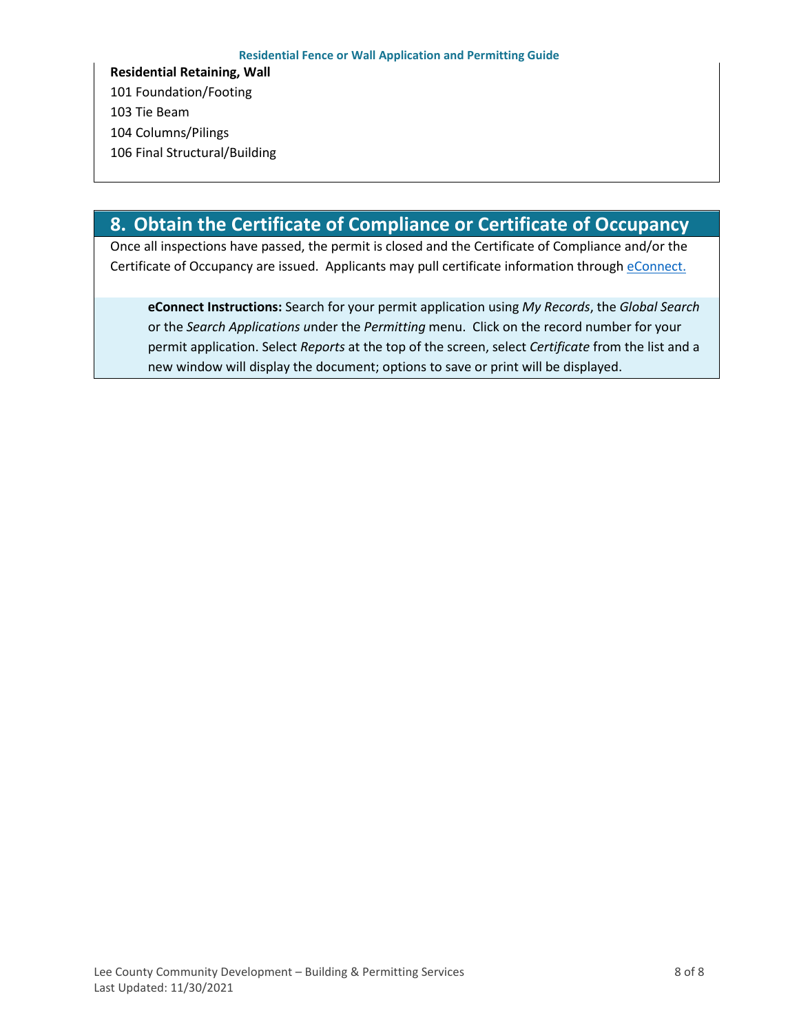**Residential Retaining, Wall**

101 Foundation/Footing

103 Tie Beam

104 Columns/Pilings

106 Final Structural/Building

## 8. Obtain the Certificate of Compliance or Certificate of Occupancy

Once all inspections have passed, the permit is closed and the Certificate of Compliance and/or the Certificate of Occupancy are issued. Applicants may pull certificate information through eConnect.

**eConnect Instructions:** Search for your permit application using *My Records*, the *Global Search* or the *Search Applications u*nder the *Permitting* menu. Click on the record number for your permit application. Select *Reports* at the top of the screen, select *Certificate* from the list and a new window will display the document; options to save or print will be displayed.

Lee County Community Development – Building & Permitting Services
Last Updated: 11/30/2021